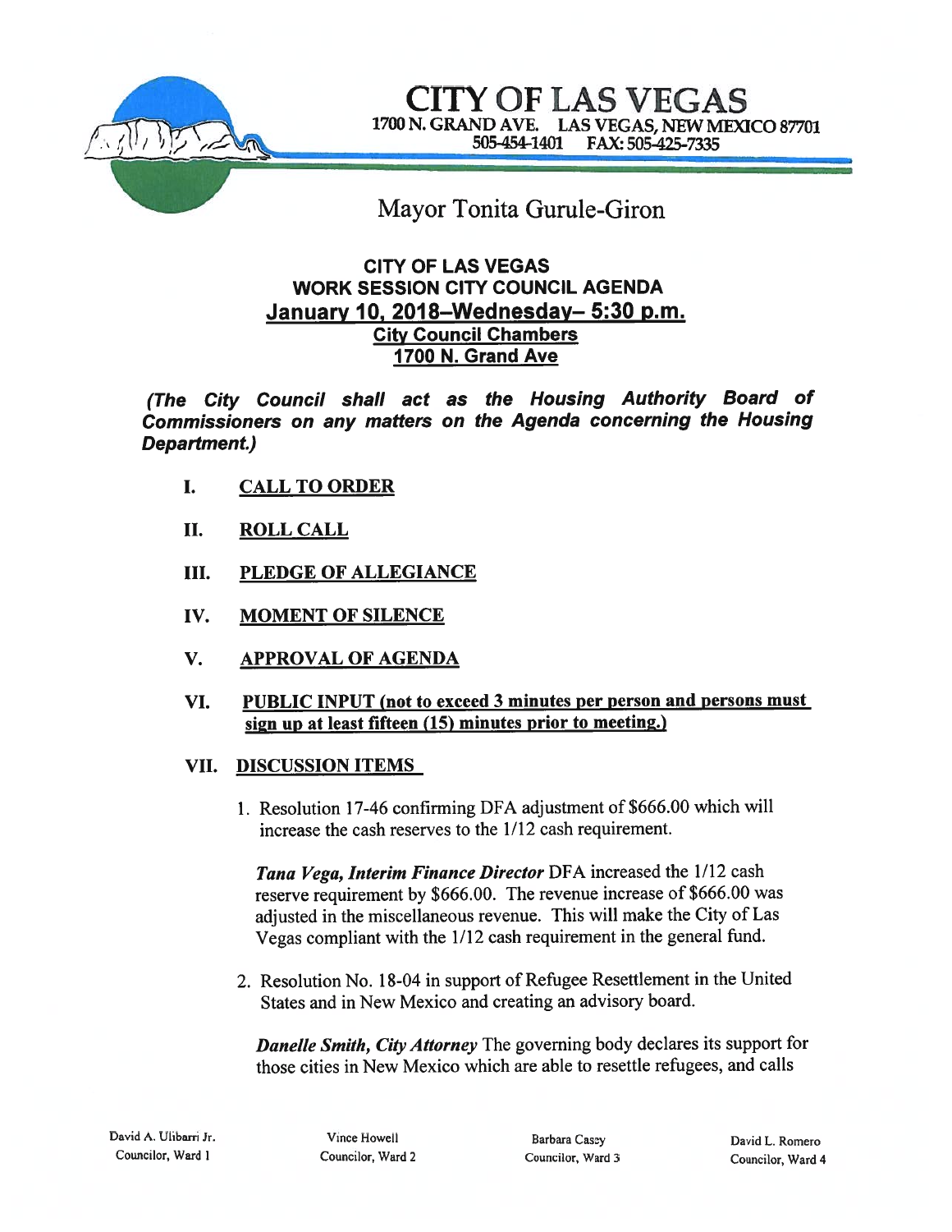# CITY OF LAS VEGAS

1700 N. GRAND AVE. LAS VEGAS, NEW MEXICO 87701
505-454-1401 FAX: 505-425-7335

Mayor Tonita Gurule-Giron

## CITY OF LAS VEGAS
## WORK SESSION CITY COUNCIL AGENDA
## January 10, 2018–Wednesday– 5:30 p.m.
### City Council Chambers
### 1700 N. Grand Ave

***(The City Council shall act as the Housing Authority Board of Commissioners on any matters on the Agenda concerning the Housing Department.)***

I. **CALL TO ORDER**

II. **ROLL CALL**

III. **PLEDGE OF ALLEGIANCE**

IV. **MOMENT OF SILENCE**

V. **APPROVAL OF AGENDA**

VI. **PUBLIC INPUT (not to exceed 3 minutes per person and persons must sign up at least fifteen (15) minutes prior to meeting.)**

VII. **DISCUSSION ITEMS**

1. Resolution 17-46 confirming DFA adjustment of $666.00 which will increase the cash reserves to the 1/12 cash requirement.

   ***Tana Vega, Interim Finance Director*** DFA increased the 1/12 cash reserve requirement by $666.00. The revenue increase of $666.00 was adjusted in the miscellaneous revenue. This will make the City of Las Vegas compliant with the 1/12 cash requirement in the general fund.

2. Resolution No. 18-04 in support of Refugee Resettlement in the United States and in New Mexico and creating an advisory board.

   ***Danelle Smith, City Attorney*** The governing body declares its support for those cities in New Mexico which are able to resettle refugees, and calls

David A. Ulibarri Jr. Councilor, Ward 1 | Vince Howell Councilor, Ward 2 | Barbara Casey Councilor, Ward 3 | David L. Romero Councilor, Ward 4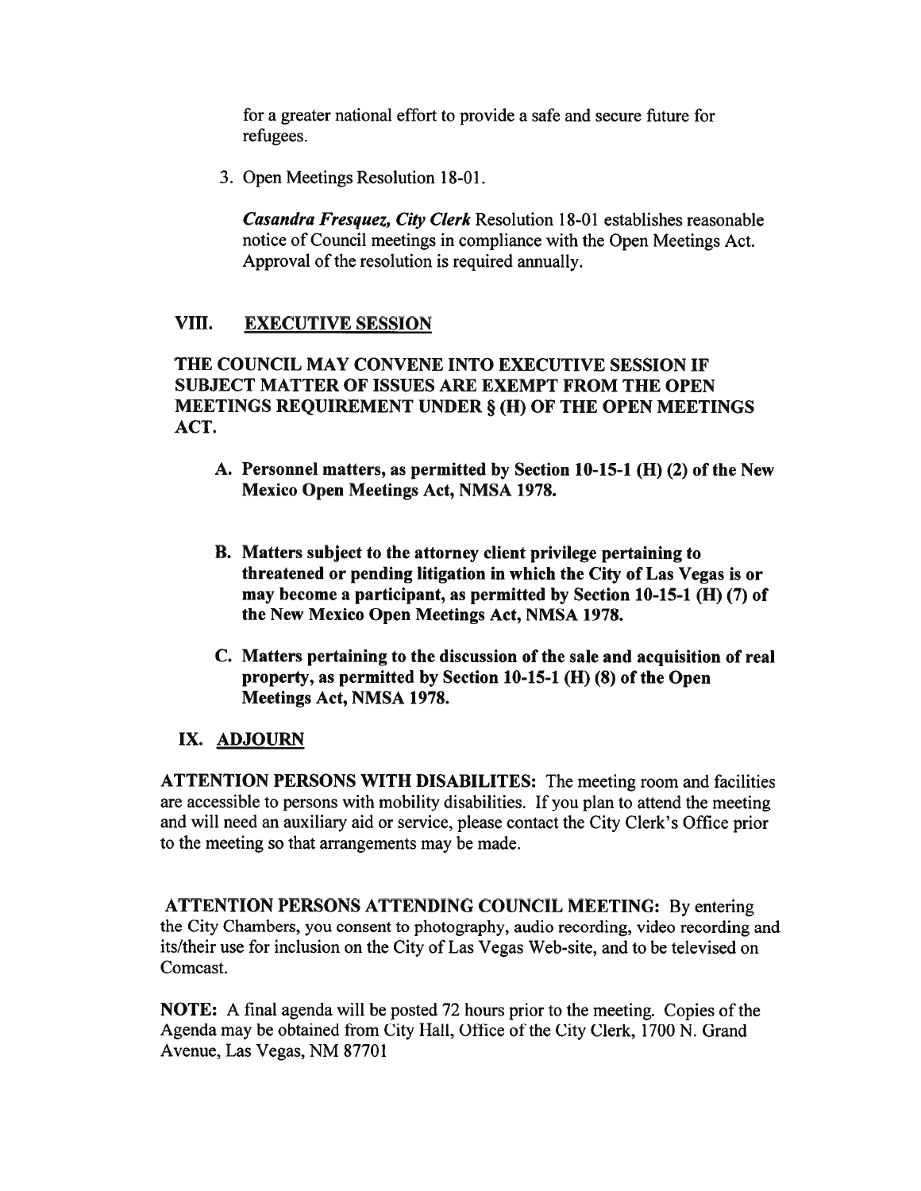for a greater national effort to provide a safe and secure future for refugees.

3. Open Meetings Resolution 18-01.

   ***Casandra Fresquez, City Clerk*** Resolution 18-01 establishes reasonable notice of Council meetings in compliance with the Open Meetings Act. Approval of the resolution is required annually.

## VIII. EXECUTIVE SESSION

**THE COUNCIL MAY CONVENE INTO EXECUTIVE SESSION IF SUBJECT MATTER OF ISSUES ARE EXEMPT FROM THE OPEN MEETINGS REQUIREMENT UNDER § (H) OF THE OPEN MEETINGS ACT.**

**A. Personnel matters, as permitted by Section 10-15-1 (H) (2) of the New Mexico Open Meetings Act, NMSA 1978.**

**B. Matters subject to the attorney client privilege pertaining to threatened or pending litigation in which the City of Las Vegas is or may become a participant, as permitted by Section 10-15-1 (H) (7) of the New Mexico Open Meetings Act, NMSA 1978.**

**C. Matters pertaining to the discussion of the sale and acquisition of real property, as permitted by Section 10-15-1 (H) (8) of the Open Meetings Act, NMSA 1978.**

## IX. ADJOURN

**ATTENTION PERSONS WITH DISABILITES:** The meeting room and facilities are accessible to persons with mobility disabilities. If you plan to attend the meeting and will need an auxiliary aid or service, please contact the City Clerk's Office prior to the meeting so that arrangements may be made.

**ATTENTION PERSONS ATTENDING COUNCIL MEETING:** By entering the City Chambers, you consent to photography, audio recording, video recording and its/their use for inclusion on the City of Las Vegas Web-site, and to be televised on Comcast.

**NOTE:** A final agenda will be posted 72 hours prior to the meeting. Copies of the Agenda may be obtained from City Hall, Office of the City Clerk, 1700 N. Grand Avenue, Las Vegas, NM 87701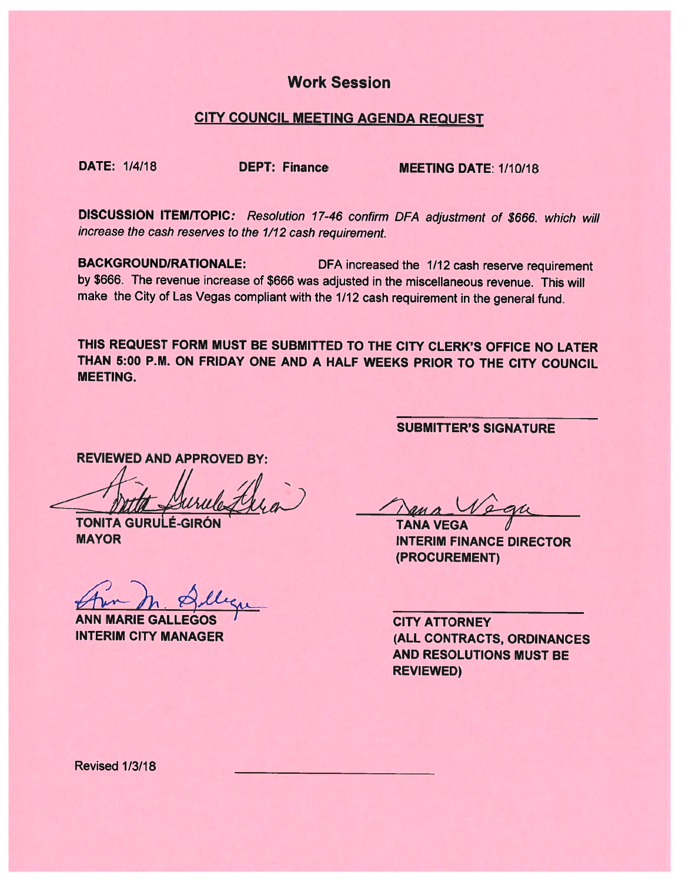# Work Session

## CITY COUNCIL MEETING AGENDA REQUEST

**DATE:** 1/4/18 **DEPT:** Finance **MEETING DATE**: 1/10/18

**DISCUSSION ITEM/TOPIC:** *Resolution 17-46 confirm DFA adjustment of $666. which will increase the cash reserves to the 1/12 cash requirement.*

**BACKGROUND/RATIONALE:** DFA increased the 1/12 cash reserve requirement by $666. The revenue increase of $666 was adjusted in the miscellaneous revenue. This will make the City of Las Vegas compliant with the 1/12 cash requirement in the general fund.

**THIS REQUEST FORM MUST BE SUBMITTED TO THE CITY CLERK'S OFFICE NO LATER THAN 5:00 P.M. ON FRIDAY ONE AND A HALF WEEKS PRIOR TO THE CITY COUNCIL MEETING.**

**SUBMITTER'S SIGNATURE**

**REVIEWED AND APPROVED BY:**

**TONITA GURULÉ-GIRÓN**
**MAYOR**

**TANA VEGA**
**INTERIM FINANCE DIRECTOR (PROCUREMENT)**

**ANN MARIE GALLEGOS**
**INTERIM CITY MANAGER**

**CITY ATTORNEY**
**(ALL CONTRACTS, ORDINANCES AND RESOLUTIONS MUST BE REVIEWED)**

Revised 1/3/18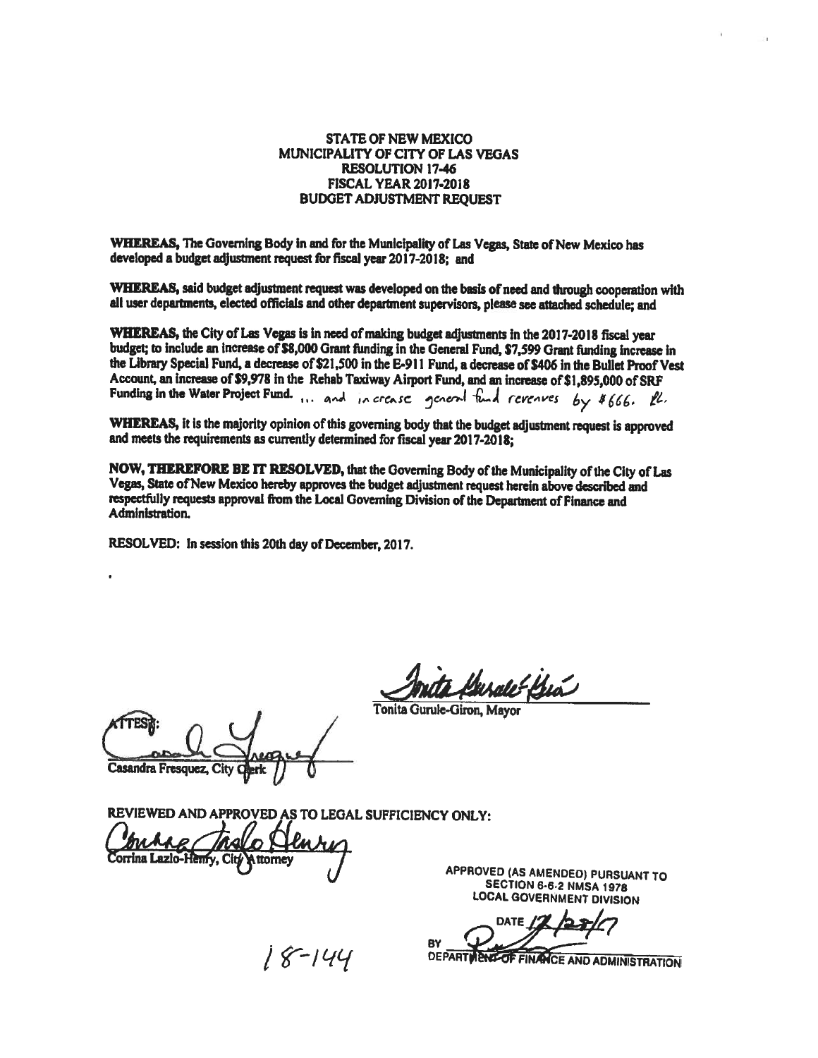**STATE OF NEW MEXICO**
**MUNICIPALITY OF CITY OF LAS VEGAS**
**RESOLUTION 17-46**
**FISCAL YEAR 2017-2018**
**BUDGET ADJUSTMENT REQUEST**

**WHEREAS,** The Governing Body in and for the Municipality of Las Vegas, State of New Mexico has developed a budget adjustment request for fiscal year 2017-2018; and

**WHEREAS,** said budget adjustment request was developed on the basis of need and through cooperation with all user departments, elected officials and other department supervisors, please see attached schedule; and

**WHEREAS,** the City of Las Vegas is in need of making budget adjustments in the 2017-2018 fiscal year budget; to include an increase of $8,000 Grant funding in the General Fund, $7,599 Grant funding increase in the Library Special Fund, a decrease of $21,500 in the E-911 Fund, a decrease of $406 in the Bullet Proof Vest Account, an increase of $9,978 in the Rehab Taxiway Airport Fund, and an increase of $1,895,000 of SRF Funding in the Water Project Fund. ... and increase general fund revenues by $666. RL.

**WHEREAS,** it is the majority opinion of this governing body that the budget adjustment request is approved and meets the requirements as currently determined for fiscal year 2017-2018;

**NOW, THEREFORE BE IT RESOLVED,** that the Governing Body of the Municipality of the City of Las Vegas, State of New Mexico hereby approves the budget adjustment request herein above described and respectfully requests approval from the Local Governing Division of the Department of Finance and Administration.

**RESOLVED:** In session this 20th day of December, 2017.

Tonita Gurule-Giron, Mayor

ATTEST:

Casandra Fresquez, City Clerk

REVIEWED AND APPROVED AS TO LEGAL SUFFICIENCY ONLY:

Corrina Lazlo-Henry, City Attorney

APPROVED (AS AMENDED) PURSUANT TO SECTION 6-6-2 NMSA 1978
LOCAL GOVERNMENT DIVISION

DATE 12/28/17

BY
DEPARTMENT OF FINANCE AND ADMINISTRATION

18-144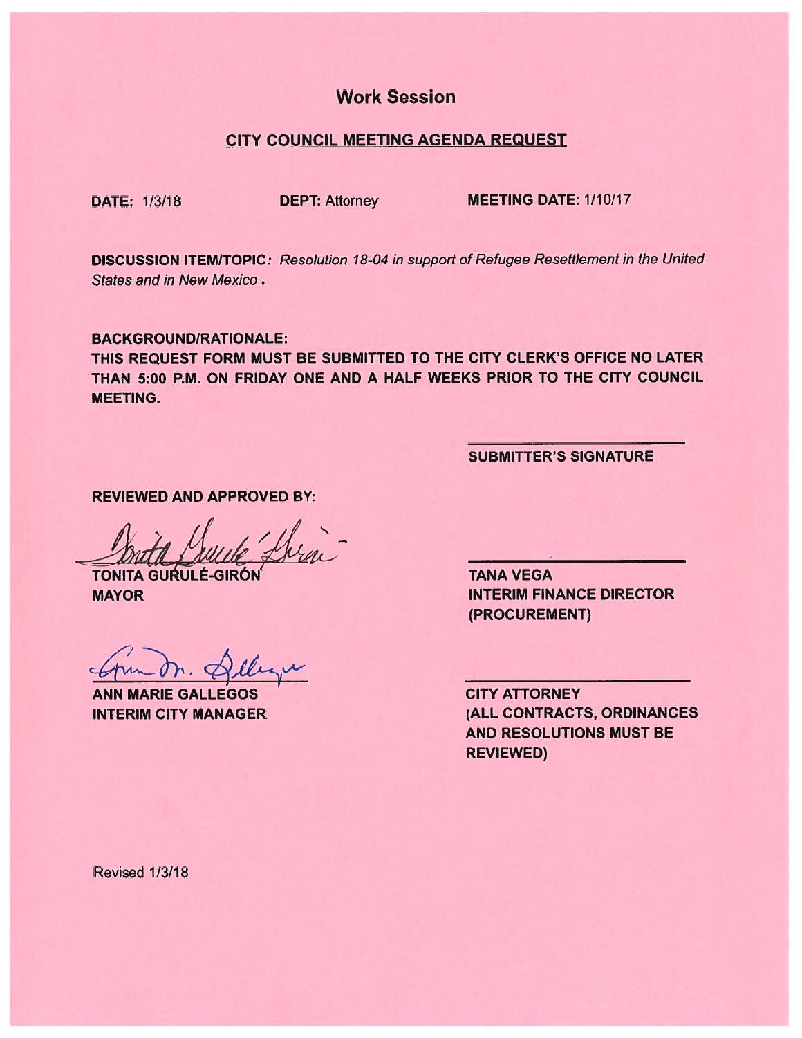# Work Session

## CITY COUNCIL MEETING AGENDA REQUEST

**DATE:** 1/3/18 **DEPT:** Attorney **MEETING DATE:** 1/10/17

**DISCUSSION ITEM/TOPIC:** *Resolution 18-04 in support of Refugee Resettlement in the United States and in New Mexico.*

**BACKGROUND/RATIONALE:**

**THIS REQUEST FORM MUST BE SUBMITTED TO THE CITY CLERK'S OFFICE NO LATER THAN 5:00 P.M. ON FRIDAY ONE AND A HALF WEEKS PRIOR TO THE CITY COUNCIL MEETING.**

______________________
**SUBMITTER'S SIGNATURE**

**REVIEWED AND APPROVED BY:**

**TONITA GURULÉ-GIRÓN**
**MAYOR**

______________________
**TANA VEGA**
**INTERIM FINANCE DIRECTOR (PROCUREMENT)**

**ANN MARIE GALLEGOS**
**INTERIM CITY MANAGER**

______________________
**CITY ATTORNEY**
**(ALL CONTRACTS, ORDINANCES AND RESOLUTIONS MUST BE REVIEWED)**

Revised 1/3/18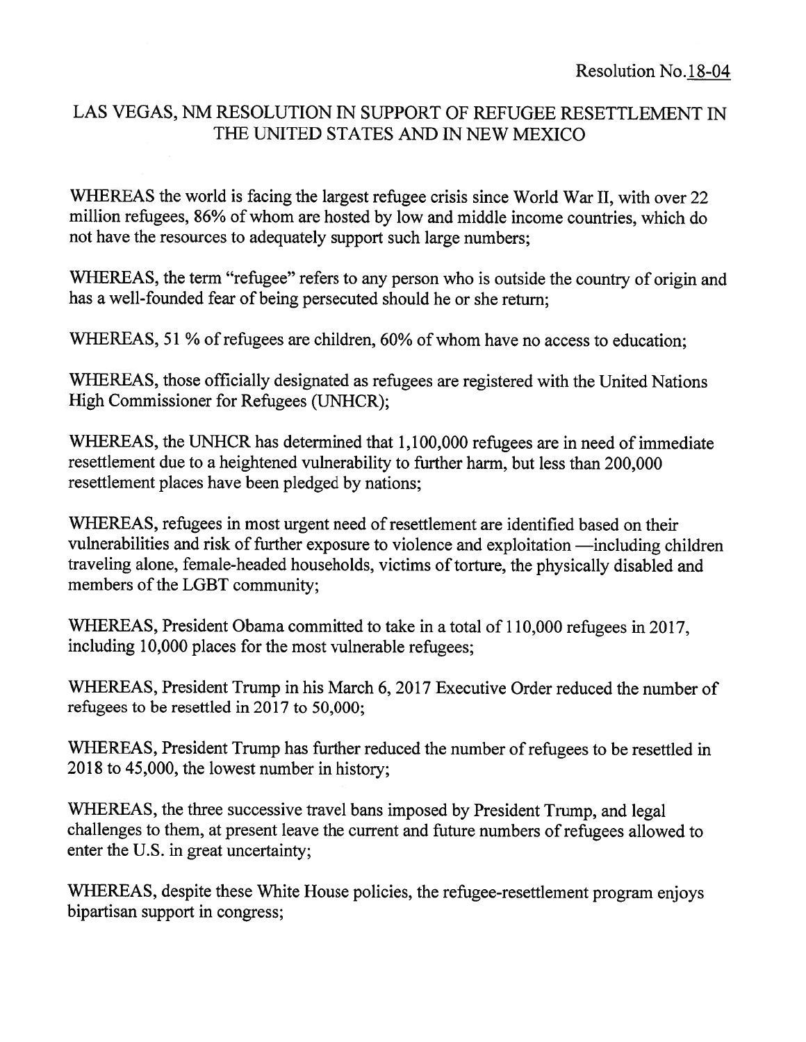Resolution No. 18-04

# LAS VEGAS, NM RESOLUTION IN SUPPORT OF REFUGEE RESETTLEMENT IN THE UNITED STATES AND IN NEW MEXICO

WHEREAS the world is facing the largest refugee crisis since World War II, with over 22 million refugees, 86% of whom are hosted by low and middle income countries, which do not have the resources to adequately support such large numbers;

WHEREAS, the term "refugee" refers to any person who is outside the country of origin and has a well-founded fear of being persecuted should he or she return;

WHEREAS, 51 % of refugees are children, 60% of whom have no access to education;

WHEREAS, those officially designated as refugees are registered with the United Nations High Commissioner for Refugees (UNHCR);

WHEREAS, the UNHCR has determined that 1,100,000 refugees are in need of immediate resettlement due to a heightened vulnerability to further harm, but less than 200,000 resettlement places have been pledged by nations;

WHEREAS, refugees in most urgent need of resettlement are identified based on their vulnerabilities and risk of further exposure to violence and exploitation —including children traveling alone, female-headed households, victims of torture, the physically disabled and members of the LGBT community;

WHEREAS, President Obama committed to take in a total of 110,000 refugees in 2017, including 10,000 places for the most vulnerable refugees;

WHEREAS, President Trump in his March 6, 2017 Executive Order reduced the number of refugees to be resettled in 2017 to 50,000;

WHEREAS, President Trump has further reduced the number of refugees to be resettled in 2018 to 45,000, the lowest number in history;

WHEREAS, the three successive travel bans imposed by President Trump, and legal challenges to them, at present leave the current and future numbers of refugees allowed to enter the U.S. in great uncertainty;

WHEREAS, despite these White House policies, the refugee-resettlement program enjoys bipartisan support in congress;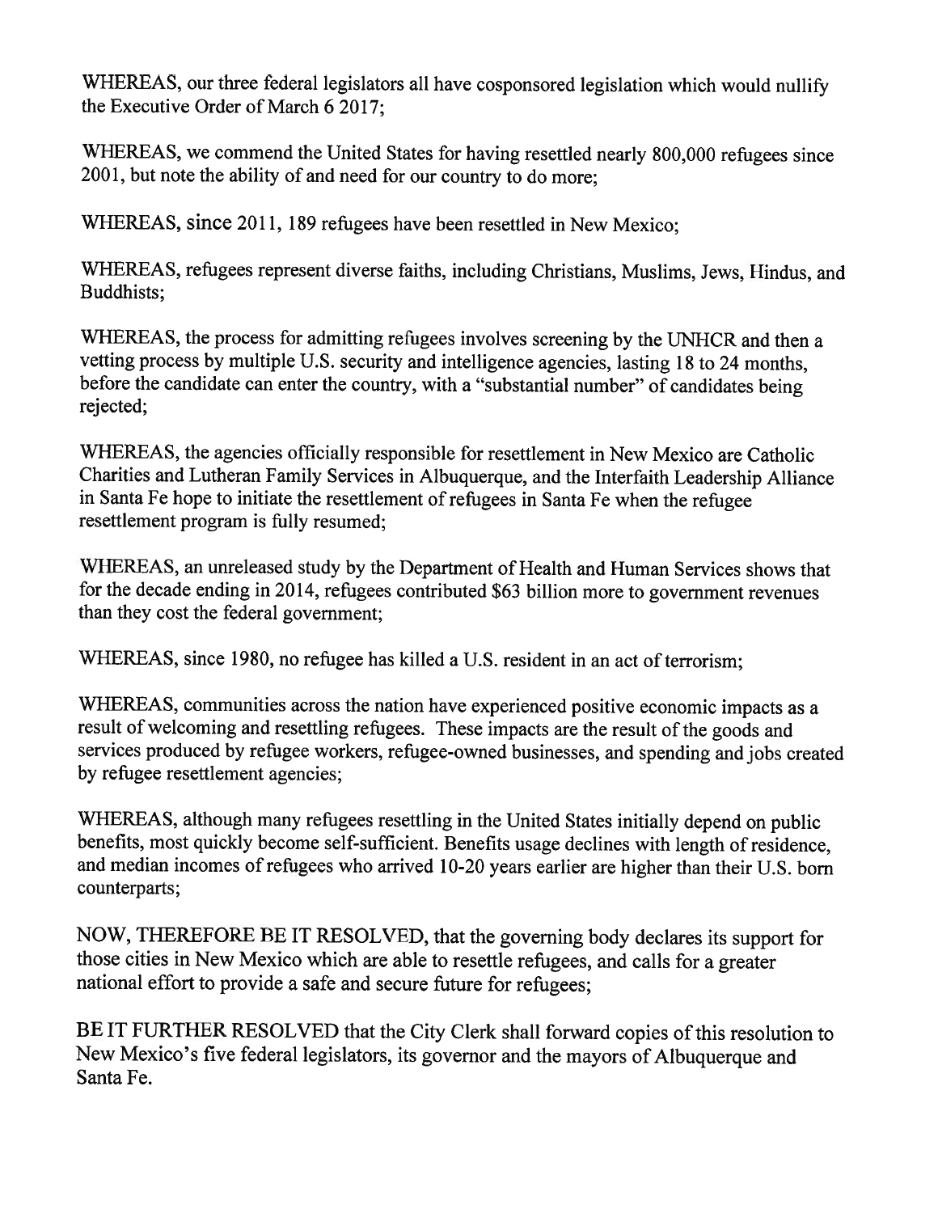WHEREAS, our three federal legislators all have cosponsored legislation which would nullify the Executive Order of March 6 2017;

WHEREAS, we commend the United States for having resettled nearly 800,000 refugees since 2001, but note the ability of and need for our country to do more;

WHEREAS, since 2011, 189 refugees have been resettled in New Mexico;

WHEREAS, refugees represent diverse faiths, including Christians, Muslims, Jews, Hindus, and Buddhists;

WHEREAS, the process for admitting refugees involves screening by the UNHCR and then a vetting process by multiple U.S. security and intelligence agencies, lasting 18 to 24 months, before the candidate can enter the country, with a "substantial number" of candidates being rejected;

WHEREAS, the agencies officially responsible for resettlement in New Mexico are Catholic Charities and Lutheran Family Services in Albuquerque, and the Interfaith Leadership Alliance in Santa Fe hope to initiate the resettlement of refugees in Santa Fe when the refugee resettlement program is fully resumed;

WHEREAS, an unreleased study by the Department of Health and Human Services shows that for the decade ending in 2014, refugees contributed $63 billion more to government revenues than they cost the federal government;

WHEREAS, since 1980, no refugee has killed a U.S. resident in an act of terrorism;

WHEREAS, communities across the nation have experienced positive economic impacts as a result of welcoming and resettling refugees. These impacts are the result of the goods and services produced by refugee workers, refugee-owned businesses, and spending and jobs created by refugee resettlement agencies;

WHEREAS, although many refugees resettling in the United States initially depend on public benefits, most quickly become self-sufficient. Benefits usage declines with length of residence, and median incomes of refugees who arrived 10-20 years earlier are higher than their U.S. born counterparts;

NOW, THEREFORE BE IT RESOLVED, that the governing body declares its support for those cities in New Mexico which are able to resettle refugees, and calls for a greater national effort to provide a safe and secure future for refugees;

BE IT FURTHER RESOLVED that the City Clerk shall forward copies of this resolution to New Mexico's five federal legislators, its governor and the mayors of Albuquerque and Santa Fe.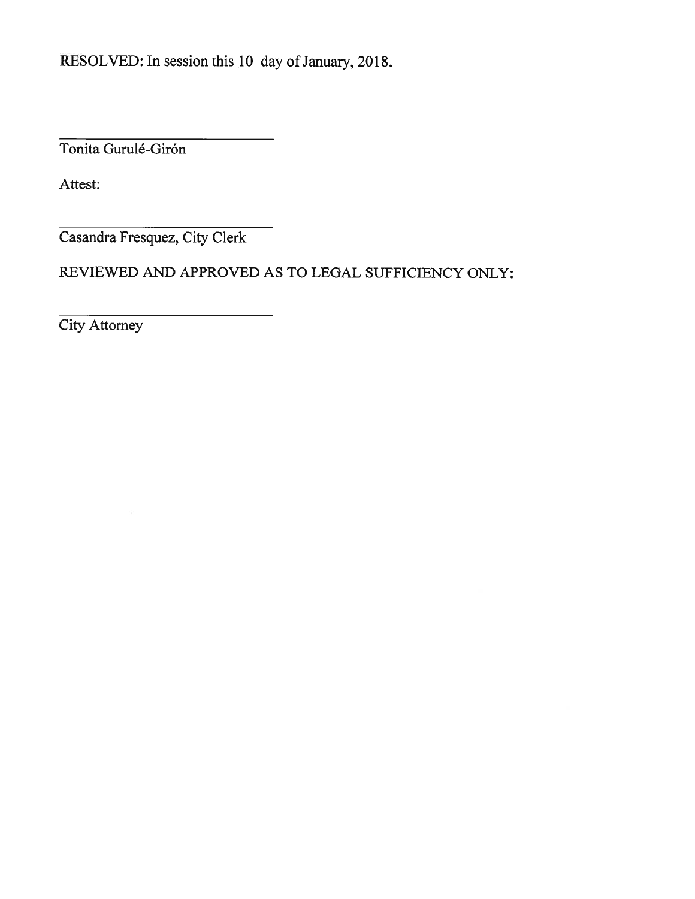RESOLVED: In session this 10 day of January, 2018.

\_\_\_\_\_\_\_\_\_\_\_\_\_\_\_\_\_\_\_\_\_\_\_\_\_\_\_\_

Tonita Gurulé-Girón

Attest:

\_\_\_\_\_\_\_\_\_\_\_\_\_\_\_\_\_\_\_\_\_\_\_\_\_\_\_\_

Casandra Fresquez, City Clerk

REVIEWED AND APPROVED AS TO LEGAL SUFFICIENCY ONLY:

\_\_\_\_\_\_\_\_\_\_\_\_\_\_\_\_\_\_\_\_\_\_\_\_\_\_\_\_

City Attorney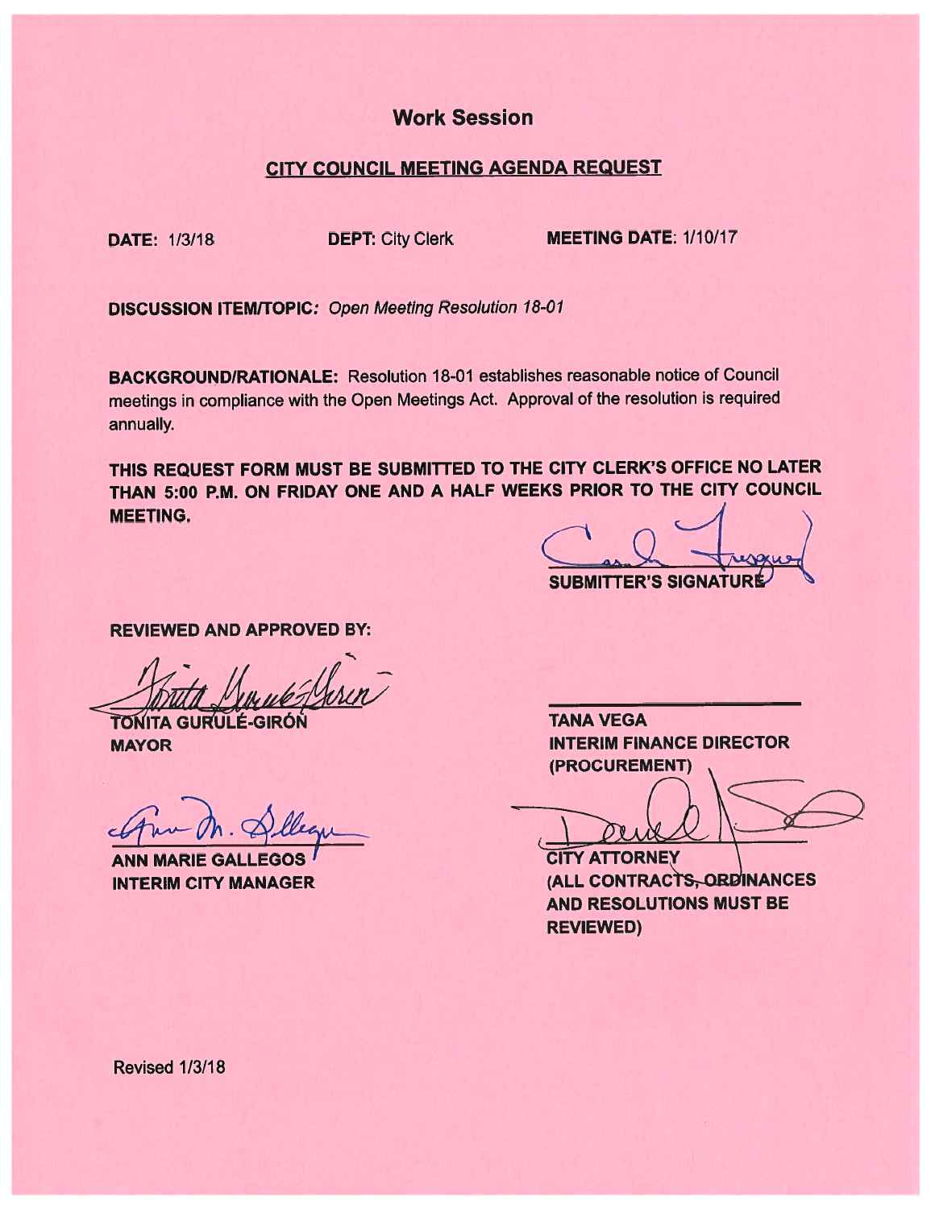## Work Session

### CITY COUNCIL MEETING AGENDA REQUEST

**DATE:** 1/3/18 **DEPT:** City Clerk **MEETING DATE:** 1/10/17

**DISCUSSION ITEM/TOPIC:** *Open Meeting Resolution 18-01*

**BACKGROUND/RATIONALE:** Resolution 18-01 establishes reasonable notice of Council meetings in compliance with the Open Meetings Act. Approval of the resolution is required annually.

**THIS REQUEST FORM MUST BE SUBMITTED TO THE CITY CLERK'S OFFICE NO LATER THAN 5:00 P.M. ON FRIDAY ONE AND A HALF WEEKS PRIOR TO THE CITY COUNCIL MEETING.**

**SUBMITTER'S SIGNATURE**

**REVIEWED AND APPROVED BY:**

**TONITA GURULÉ-GIRÓN**
**MAYOR**

**TANA VEGA**
**INTERIM FINANCE DIRECTOR**
**(PROCUREMENT)**

**ANN MARIE GALLEGOS**
**INTERIM CITY MANAGER**

**CITY ATTORNEY**
**(ALL CONTRACTS, ORDINANCES AND RESOLUTIONS MUST BE REVIEWED)**

Revised 1/3/18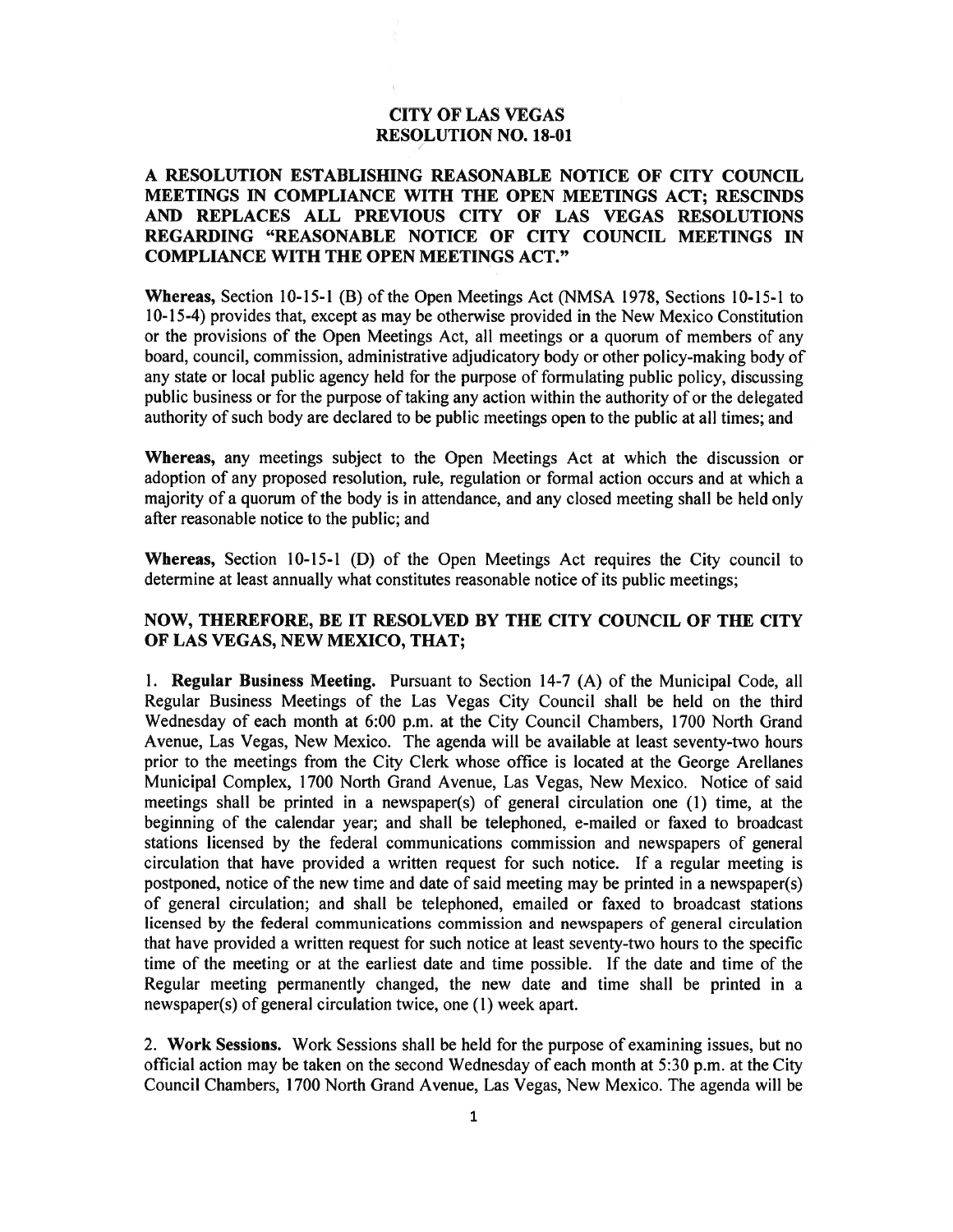# CITY OF LAS VEGAS
# RESOLUTION NO. 18-01

## A RESOLUTION ESTABLISHING REASONABLE NOTICE OF CITY COUNCIL MEETINGS IN COMPLIANCE WITH THE OPEN MEETINGS ACT; RESCINDS AND REPLACES ALL PREVIOUS CITY OF LAS VEGAS RESOLUTIONS REGARDING "REASONABLE NOTICE OF CITY COUNCIL MEETINGS IN COMPLIANCE WITH THE OPEN MEETINGS ACT."

**Whereas,** Section 10-15-1 (B) of the Open Meetings Act (NMSA 1978, Sections 10-15-1 to 10-15-4) provides that, except as may be otherwise provided in the New Mexico Constitution or the provisions of the Open Meetings Act, all meetings or a quorum of members of any board, council, commission, administrative adjudicatory body or other policy-making body of any state or local public agency held for the purpose of formulating public policy, discussing public business or for the purpose of taking any action within the authority of or the delegated authority of such body are declared to be public meetings open to the public at all times; and

**Whereas,** any meetings subject to the Open Meetings Act at which the discussion or adoption of any proposed resolution, rule, regulation or formal action occurs and at which a majority of a quorum of the body is in attendance, and any closed meeting shall be held only after reasonable notice to the public; and

**Whereas,** Section 10-15-1 (D) of the Open Meetings Act requires the City council to determine at least annually what constitutes reasonable notice of its public meetings;

## NOW, THEREFORE, BE IT RESOLVED BY THE CITY COUNCIL OF THE CITY OF LAS VEGAS, NEW MEXICO, THAT;

1. **Regular Business Meeting.** Pursuant to Section 14-7 (A) of the Municipal Code, all Regular Business Meetings of the Las Vegas City Council shall be held on the third Wednesday of each month at 6:00 p.m. at the City Council Chambers, 1700 North Grand Avenue, Las Vegas, New Mexico. The agenda will be available at least seventy-two hours prior to the meetings from the City Clerk whose office is located at the George Arellanes Municipal Complex, 1700 North Grand Avenue, Las Vegas, New Mexico. Notice of said meetings shall be printed in a newspaper(s) of general circulation one (1) time, at the beginning of the calendar year; and shall be telephoned, e-mailed or faxed to broadcast stations licensed by the federal communications commission and newspapers of general circulation that have provided a written request for such notice. If a regular meeting is postponed, notice of the new time and date of said meeting may be printed in a newspaper(s) of general circulation; and shall be telephoned, emailed or faxed to broadcast stations licensed by the federal communications commission and newspapers of general circulation that have provided a written request for such notice at least seventy-two hours to the specific time of the meeting or at the earliest date and time possible. If the date and time of the Regular meeting permanently changed, the new date and time shall be printed in a newspaper(s) of general circulation twice, one (1) week apart.

2. **Work Sessions.** Work Sessions shall be held for the purpose of examining issues, but no official action may be taken on the second Wednesday of each month at 5:30 p.m. at the City Council Chambers, 1700 North Grand Avenue, Las Vegas, New Mexico. The agenda will be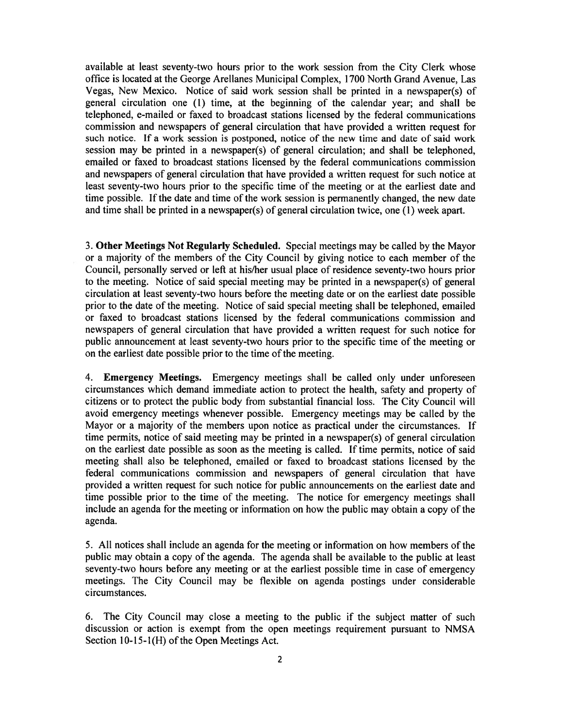available at least seventy-two hours prior to the work session from the City Clerk whose office is located at the George Arellanes Municipal Complex, 1700 North Grand Avenue, Las Vegas, New Mexico. Notice of said work session shall be printed in a newspaper(s) of general circulation one (1) time, at the beginning of the calendar year; and shall be telephoned, e-mailed or faxed to broadcast stations licensed by the federal communications commission and newspapers of general circulation that have provided a written request for such notice. If a work session is postponed, notice of the new time and date of said work session may be printed in a newspaper(s) of general circulation; and shall be telephoned, emailed or faxed to broadcast stations licensed by the federal communications commission and newspapers of general circulation that have provided a written request for such notice at least seventy-two hours prior to the specific time of the meeting or at the earliest date and time possible. If the date and time of the work session is permanently changed, the new date and time shall be printed in a newspaper(s) of general circulation twice, one (1) week apart.

3. **Other Meetings Not Regularly Scheduled.** Special meetings may be called by the Mayor or a majority of the members of the City Council by giving notice to each member of the Council, personally served or left at his/her usual place of residence seventy-two hours prior to the meeting. Notice of said special meeting may be printed in a newspaper(s) of general circulation at least seventy-two hours before the meeting date or on the earliest date possible prior to the date of the meeting. Notice of said special meeting shall be telephoned, emailed or faxed to broadcast stations licensed by the federal communications commission and newspapers of general circulation that have provided a written request for such notice for public announcement at least seventy-two hours prior to the specific time of the meeting or on the earliest date possible prior to the time of the meeting.

4. **Emergency Meetings.** Emergency meetings shall be called only under unforeseen circumstances which demand immediate action to protect the health, safety and property of citizens or to protect the public body from substantial financial loss. The City Council will avoid emergency meetings whenever possible. Emergency meetings may be called by the Mayor or a majority of the members upon notice as practical under the circumstances. If time permits, notice of said meeting may be printed in a newspaper(s) of general circulation on the earliest date possible as soon as the meeting is called. If time permits, notice of said meeting shall also be telephoned, emailed or faxed to broadcast stations licensed by the federal communications commission and newspapers of general circulation that have provided a written request for such notice for public announcements on the earliest date and time possible prior to the time of the meeting. The notice for emergency meetings shall include an agenda for the meeting or information on how the public may obtain a copy of the agenda.

5. All notices shall include an agenda for the meeting or information on how members of the public may obtain a copy of the agenda. The agenda shall be available to the public at least seventy-two hours before any meeting or at the earliest possible time in case of emergency meetings. The City Council may be flexible on agenda postings under considerable circumstances.

6. The City Council may close a meeting to the public if the subject matter of such discussion or action is exempt from the open meetings requirement pursuant to NMSA Section 10-15-1(H) of the Open Meetings Act.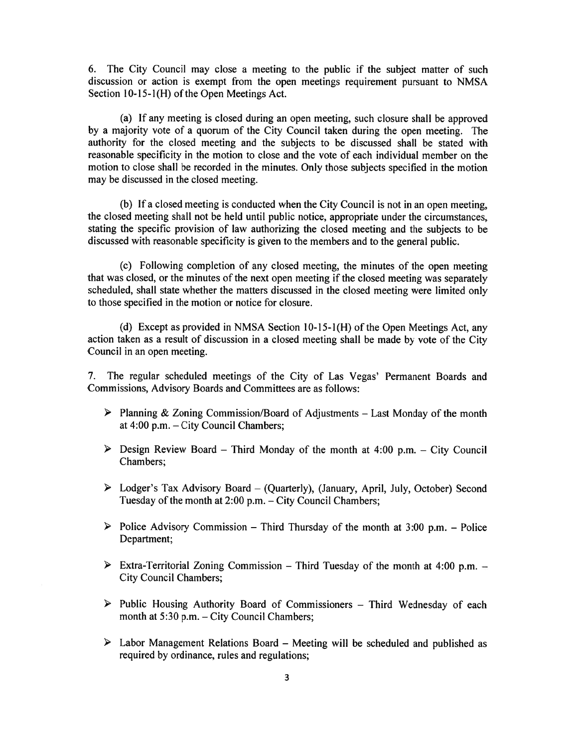6. The City Council may close a meeting to the public if the subject matter of such discussion or action is exempt from the open meetings requirement pursuant to NMSA Section 10-15-1(H) of the Open Meetings Act.

(a) If any meeting is closed during an open meeting, such closure shall be approved by a majority vote of a quorum of the City Council taken during the open meeting. The authority for the closed meeting and the subjects to be discussed shall be stated with reasonable specificity in the motion to close and the vote of each individual member on the motion to close shall be recorded in the minutes. Only those subjects specified in the motion may be discussed in the closed meeting.

(b) If a closed meeting is conducted when the City Council is not in an open meeting, the closed meeting shall not be held until public notice, appropriate under the circumstances, stating the specific provision of law authorizing the closed meeting and the subjects to be discussed with reasonable specificity is given to the members and to the general public.

(c) Following completion of any closed meeting, the minutes of the open meeting that was closed, or the minutes of the next open meeting if the closed meeting was separately scheduled, shall state whether the matters discussed in the closed meeting were limited only to those specified in the motion or notice for closure.

(d) Except as provided in NMSA Section 10-15-1(H) of the Open Meetings Act, any action taken as a result of discussion in a closed meeting shall be made by vote of the City Council in an open meeting.

7. The regular scheduled meetings of the City of Las Vegas' Permanent Boards and Commissions, Advisory Boards and Committees are as follows:

- Planning & Zoning Commission/Board of Adjustments – Last Monday of the month at 4:00 p.m. – City Council Chambers;
- Design Review Board – Third Monday of the month at 4:00 p.m. – City Council Chambers;
- Lodger's Tax Advisory Board – (Quarterly), (January, April, July, October) Second Tuesday of the month at 2:00 p.m. – City Council Chambers;
- Police Advisory Commission – Third Thursday of the month at 3:00 p.m. – Police Department;
- Extra-Territorial Zoning Commission – Third Tuesday of the month at 4:00 p.m. – City Council Chambers;
- Public Housing Authority Board of Commissioners – Third Wednesday of each month at 5:30 p.m. – City Council Chambers;
- Labor Management Relations Board – Meeting will be scheduled and published as required by ordinance, rules and regulations;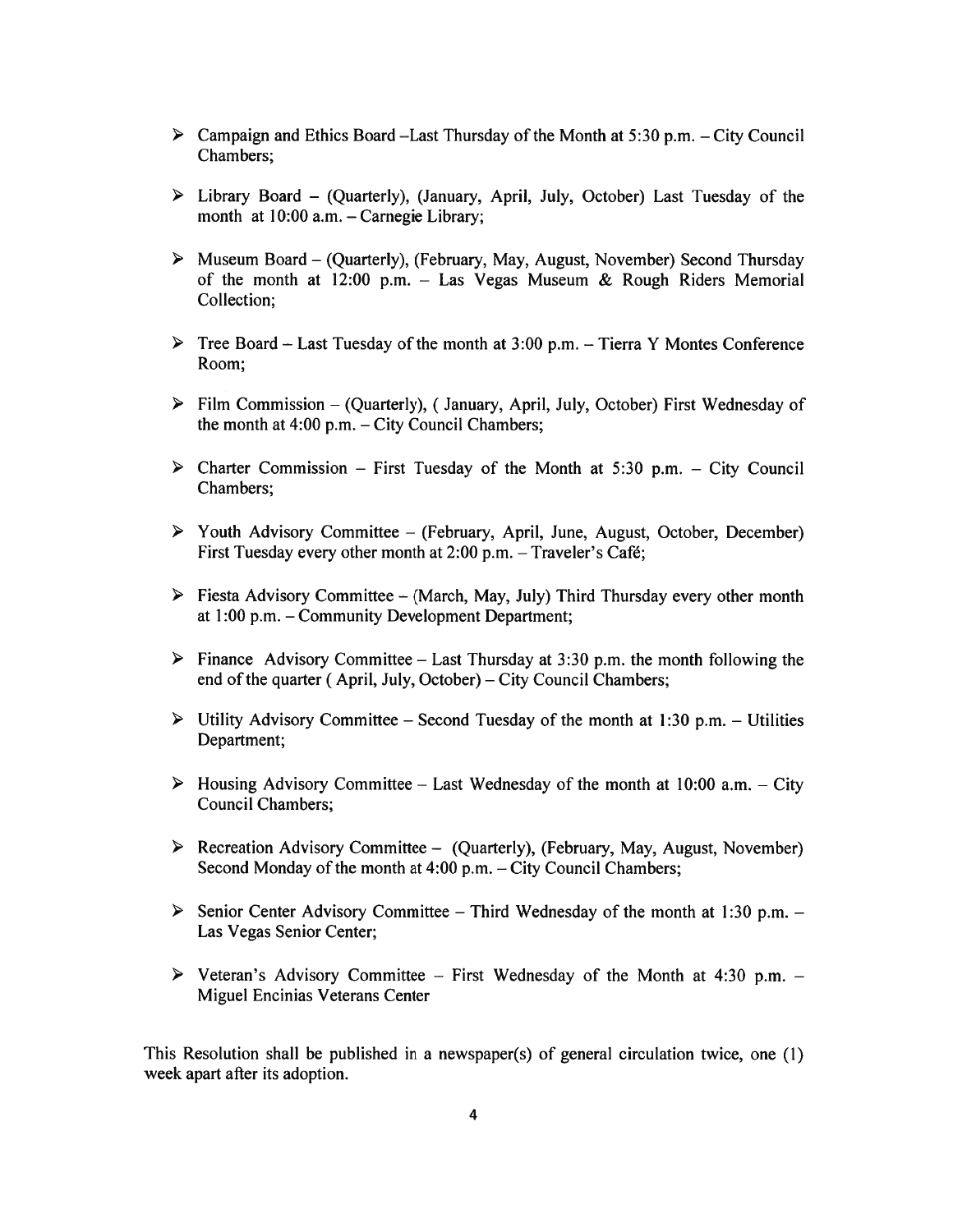- Campaign and Ethics Board –Last Thursday of the Month at 5:30 p.m. – City Council Chambers;

- Library Board – (Quarterly), (January, April, July, October) Last Tuesday of the month at 10:00 a.m. – Carnegie Library;

- Museum Board – (Quarterly), (February, May, August, November) Second Thursday of the month at 12:00 p.m. – Las Vegas Museum & Rough Riders Memorial Collection;

- Tree Board – Last Tuesday of the month at 3:00 p.m. – Tierra Y Montes Conference Room;

- Film Commission – (Quarterly), ( January, April, July, October) First Wednesday of the month at 4:00 p.m. – City Council Chambers;

- Charter Commission – First Tuesday of the Month at 5:30 p.m. – City Council Chambers;

- Youth Advisory Committee – (February, April, June, August, October, December) First Tuesday every other month at 2:00 p.m. – Traveler's Café;

- Fiesta Advisory Committee – (March, May, July) Third Thursday every other month at 1:00 p.m. – Community Development Department;

- Finance Advisory Committee – Last Thursday at 3:30 p.m. the month following the end of the quarter ( April, July, October) – City Council Chambers;

- Utility Advisory Committee – Second Tuesday of the month at 1:30 p.m. – Utilities Department;

- Housing Advisory Committee – Last Wednesday of the month at 10:00 a.m. – City Council Chambers;

- Recreation Advisory Committee – (Quarterly), (February, May, August, November) Second Monday of the month at 4:00 p.m. – City Council Chambers;

- Senior Center Advisory Committee – Third Wednesday of the month at 1:30 p.m. – Las Vegas Senior Center;

- Veteran's Advisory Committee – First Wednesday of the Month at 4:30 p.m. – Miguel Encinias Veterans Center

This Resolution shall be published in a newspaper(s) of general circulation twice, one (1) week apart after its adoption.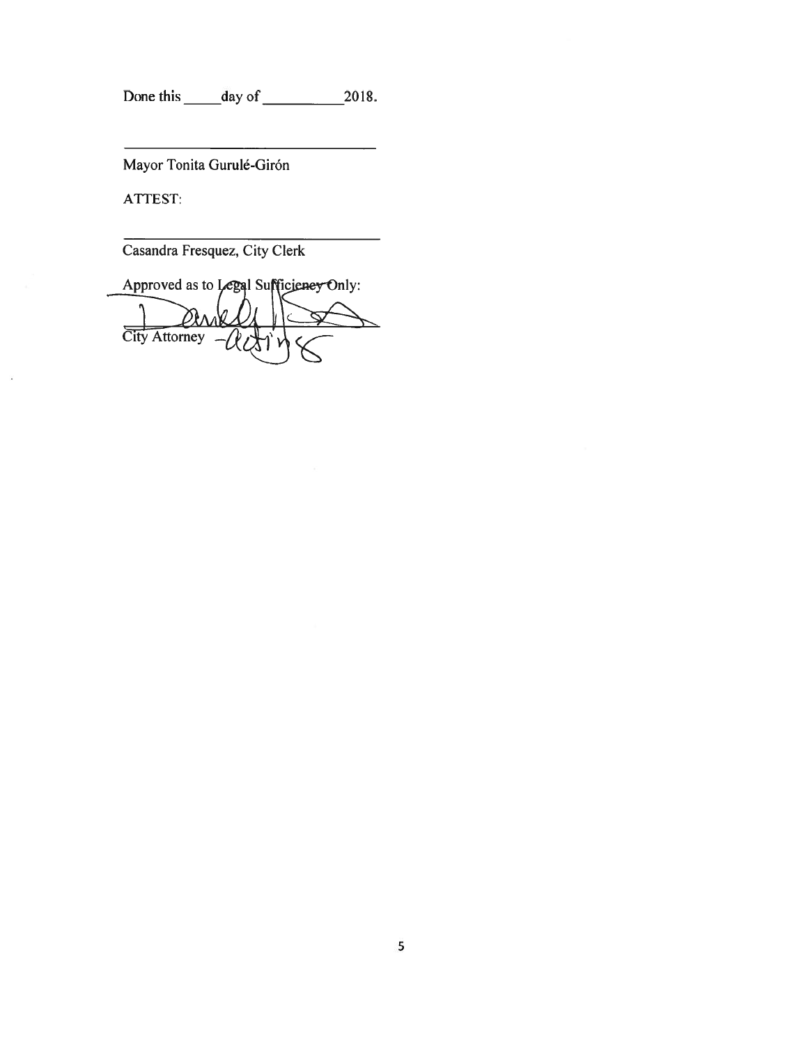Done this _____ day of __________ 2018.

________________________________

Mayor Tonita Gurulé-Girón

ATTEST:

________________________________

Casandra Fresquez, City Clerk

Approved as to Legal Sufficiency Only:

________________________________

City Attorney